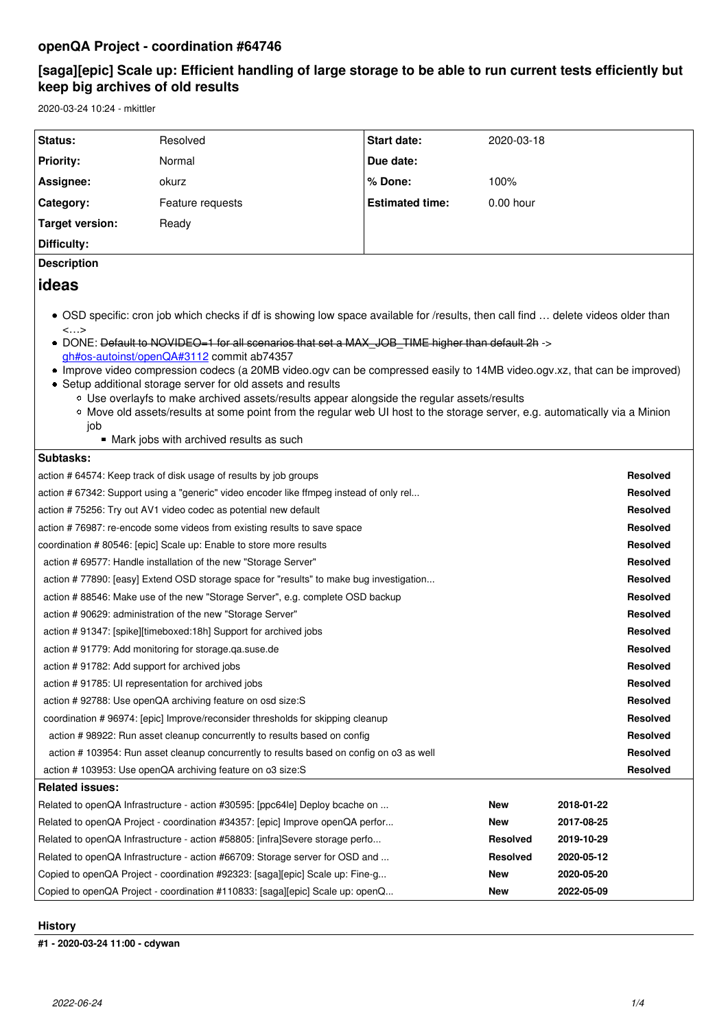# openQA Project - coordination #64746

## [saga][epic] Scale up: Efficient handling of large storage to be able to run current tests efficiently but keep big archives of old results

2020-03-24 10:24 - mkittler

| | | | |
|---|---|---|---|
| **Status:** | Resolved | **Start date:** | 2020-03-18 |
| **Priority:** | Normal | **Due date:** | |
| **Assignee:** | okurz | **% Done:** | 100% |
| **Category:** | Feature requests | **Estimated time:** | 0.00 hour |
| **Target version:** | Ready | | |
| **Difficulty:** | | | |

**Description**

# ideas

- OSD specific: cron job which checks if df is showing low space available for /results, then call find … delete videos older than <…>
- DONE: ~~Default to NOVIDEO=1 for all scenarios that set a MAX_JOB_TIME higher than default 2h~~ -> gh#os-autoinst/openQA#3112 commit ab74357
- Improve video compression codecs (a 20MB video.ogv can be compressed easily to 14MB video.ogv.xz, that can be improved)
- Setup additional storage server for old assets and results
  - Use overlayfs to make archived assets/results appear alongside the regular assets/results
  - Move old assets/results at some point from the regular web UI host to the storage server, e.g. automatically via a Minion job
    - Mark jobs with archived results as such

**Subtasks:**

| | |
|---|---|
| action # 64574: Keep track of disk usage of results by job groups | **Resolved** |
| action # 67342: Support using a "generic" video encoder like ffmpeg instead of only rel... | **Resolved** |
| action # 75256: Try out AV1 video codec as potential new default | **Resolved** |
| action # 76987: re-encode some videos from existing results to save space | **Resolved** |
| coordination # 80546: [epic] Scale up: Enable to store more results | **Resolved** |
| action # 69577: Handle installation of the new "Storage Server" | **Resolved** |
| action # 77890: [easy] Extend OSD storage space for "results" to make bug investigation... | **Resolved** |
| action # 88546: Make use of the new "Storage Server", e.g. complete OSD backup | **Resolved** |
| action # 90629: administration of the new "Storage Server" | **Resolved** |
| action # 91347: [spike][timeboxed:18h] Support for archived jobs | **Resolved** |
| action # 91779: Add monitoring for storage.qa.suse.de | **Resolved** |
| action # 91782: Add support for archived jobs | **Resolved** |
| action # 91785: UI representation for archived jobs | **Resolved** |
| action # 92788: Use openQA archiving feature on osd size:S | **Resolved** |
| coordination # 96974: [epic] Improve/reconsider thresholds for skipping cleanup | **Resolved** |
| action # 98922: Run asset cleanup concurrently to results based on config | **Resolved** |
| action # 103954: Run asset cleanup concurrently to results based on config on o3 as well | **Resolved** |
| action # 103953: Use openQA archiving feature on o3 size:S | **Resolved** |

**Related issues:**

| | | |
|---|---|---|
| Related to openQA Infrastructure - action #30595: [ppc64le] Deploy bcache on ... | **New** | **2018-01-22** |
| Related to openQA Project - coordination #34357: [epic] Improve openQA perfor... | **New** | **2017-08-25** |
| Related to openQA Infrastructure - action #58805: [infra]Severe storage perfo... | **Resolved** | **2019-10-29** |
| Related to openQA Infrastructure - action #66709: Storage server for OSD and ... | **Resolved** | **2020-05-12** |
| Copied to openQA Project - coordination #92323: [saga][epic] Scale up: Fine-g... | **New** | **2020-05-20** |
| Copied to openQA Project - coordination #110833: [saga][epic] Scale up: openQ... | **New** | **2022-05-09** |

**History**

**#1 - 2020-03-24 11:00 - cdywan**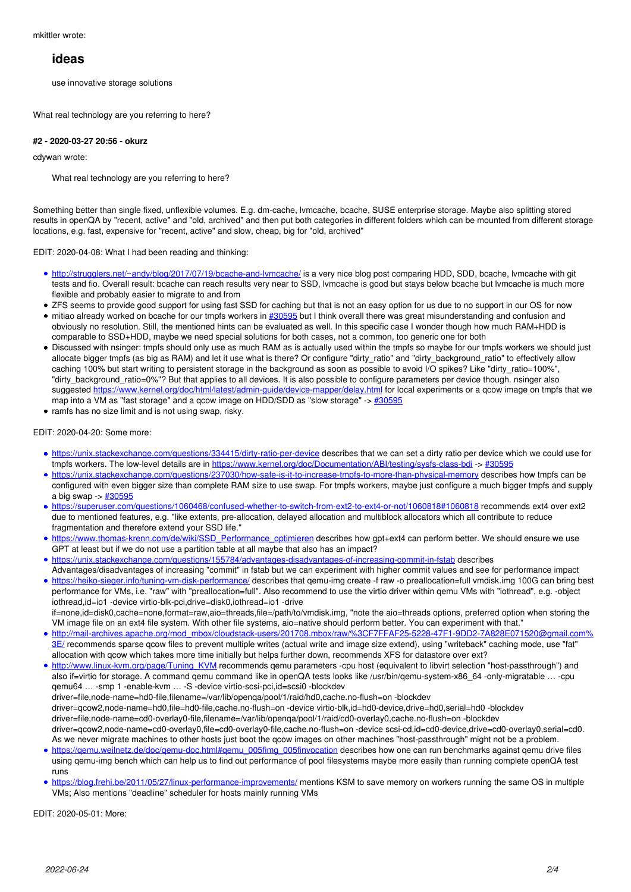mkittler wrote:

> ## ideas
>
> use innovative storage solutions

What real technology are you referring to here?

#### #2 - 2020-03-27 20:56 - okurz

cdywan wrote:

> What real technology are you referring to here?

Something better than single fixed, unflexible volumes. E.g. dm-cache, lvmcache, bcache, SUSE enterprise storage. Maybe also splitting stored results in openQA by "recent, active" and "old, archived" and then put both categories in different folders which can be mounted from different storage locations, e.g. fast, expensive for "recent, active" and slow, cheap, big for "old, archived"

EDIT: 2020-04-08: What I had been reading and thinking:

- http://strugglers.net/~andy/blog/2017/07/19/bcache-and-lvmcache/ is a very nice blog post comparing HDD, SDD, bcache, lvmcache with git tests and fio. Overall result: bcache can reach results very near to SSD, lvmcache is good but stays below bcache but lvmcache is much more flexible and probably easier to migrate to and from
- ZFS seems to provide good support for using fast SSD for caching but that is not an easy option for us due to no support in our OS for now
- mitiao already worked on bcache for our tmpfs workers in #30595 but I think overall there was great misunderstanding and confusion and obviously no resolution. Still, the mentioned hints can be evaluated as well. In this specific case I wonder though how much RAM+HDD is comparable to SSD+HDD, maybe we need special solutions for both cases, not a common, too generic one for both
- Discussed with nsinger: tmpfs should only use as much RAM as is actually used within the tmpfs so maybe for our tmpfs workers we should just allocate bigger tmpfs (as big as RAM) and let it use what is there? Or configure "dirty_ratio" and "dirty_background_ratio" to effectively allow caching 100% but start writing to persistent storage in the background as soon as possible to avoid I/O spikes? Like "dirty_ratio=100%", "dirty_background_ratio=0%"? But that applies to all devices. It is also possible to configure parameters per device though. nsinger also suggested https://www.kernel.org/doc/html/latest/admin-guide/device-mapper/delay.html for local experiments or a qcow image on tmpfs that we map into a VM as "fast storage" and a qcow image on HDD/SDD as "slow storage" -> #30595
- ramfs has no size limit and is not using swap, risky.

EDIT: 2020-04-20: Some more:

- https://unix.stackexchange.com/questions/334415/dirty-ratio-per-device describes that we can set a dirty ratio per device which we could use for tmpfs workers. The low-level details are in https://www.kernel.org/doc/Documentation/ABI/testing/sysfs-class-bdi -> #30595
- https://unix.stackexchange.com/questions/237030/how-safe-is-it-to-increase-tmpfs-to-more-than-physical-memory describes how tmpfs can be configured with even bigger size than complete RAM size to use swap. For tmpfs workers, maybe just configure a much bigger tmpfs and supply a big swap -> #30595
- https://superuser.com/questions/1060468/confused-whether-to-switch-from-ext2-to-ext4-or-not/1060818#1060818 recommends ext4 over ext2 due to mentioned features, e.g. "like extents, pre-allocation, delayed allocation and multiblock allocators which all contribute to reduce fragmentation and therefore extend your SSD life."
- https://www.thomas-krenn.com/de/wiki/SSD_Performance_optimieren describes how gpt+ext4 can perform better. We should ensure we use GPT at least but if we do not use a partition table at all maybe that also has an impact?
- https://unix.stackexchange.com/questions/155784/advantages-disadvantages-of-increasing-commit-in-fstab describes Advantages/disadvantages of increasing "commit" in fstab but we can experiment with higher commit values and see for performance impact
- https://heiko-sieger.info/tuning-vm-disk-performance/ describes that qemu-img create -f raw -o preallocation=full vmdisk.img 100G can bring best performance for VMs, i.e. "raw" with "preallocation=full". Also recommend to use the virtio driver within qemu VMs with "iothread", e.g. -object iothread,id=io1 -device virtio-blk-pci,drive=disk0,iothread=io1 -drive if=none,id=disk0,cache=none,format=raw,aio=threads,file=/path/to/vmdisk.img, "note the aio=threads options, preferred option when storing the VM image file on an ext4 file system. With other file systems, aio=native should perform better. You can experiment with that."
- http://mail-archives.apache.org/mod_mbox/cloudstack-users/201708.mbox/raw/%3CF7FFAF25-5228-47F1-9DD2-7A828E071520@gmail.com%3E/ recommends sparse qcow files to prevent multiple writes (actual write and image size extend), using "writeback" caching mode, use "fat" allocation with qcow which takes more time initially but helps further down, recommends XFS for datastore over ext?
- http://www.linux-kvm.org/page/Tuning_KVM recommends qemu parameters -cpu host (equivalent to libvirt selection "host-passthrough") and also if=virtio for storage. A command qemu command like in openQA tests looks like /usr/bin/qemu-system-x86_64 -only-migratable … -cpu qemu64 … -smp 1 -enable-kvm … -S -device virtio-scsi-pci,id=scsi0 -blockdev driver=file,node-name=hd0-file,filename=/var/lib/openqa/pool/1/raid/hd0,cache.no-flush=on -blockdev driver=qcow2,node-name=hd0,file=hd0-file,cache.no-flush=on -device virtio-blk,id=hd0-device,drive=hd0,serial=hd0 -blockdev driver=file,node-name=cd0-overlay0-file,filename=/var/lib/openqa/pool/1/raid/cd0-overlay0,cache.no-flush=on -blockdev driver=qcow2,node-name=cd0-overlay0,file=cd0-overlay0-file,cache.no-flush=on -device scsi-cd,id=cd0-device,drive=cd0-overlay0,serial=cd0. As we never migrate machines to other hosts just boot the qcow images on other machines "host-passthrough" might not be a problem.
- https://qemu.weilnetz.de/doc/qemu-doc.html#qemu_005fimg_005finvocation describes how one can run benchmarks against qemu drive files using qemu-img bench which can help us to find out performance of pool filesystems maybe more easily than running complete openQA test runs
- https://blog.frehi.be/2011/05/27/linux-performance-improvements/ mentions KSM to save memory on workers running the same OS in multiple VMs; Also mentions "deadline" scheduler for hosts mainly running VMs

EDIT: 2020-05-01: More: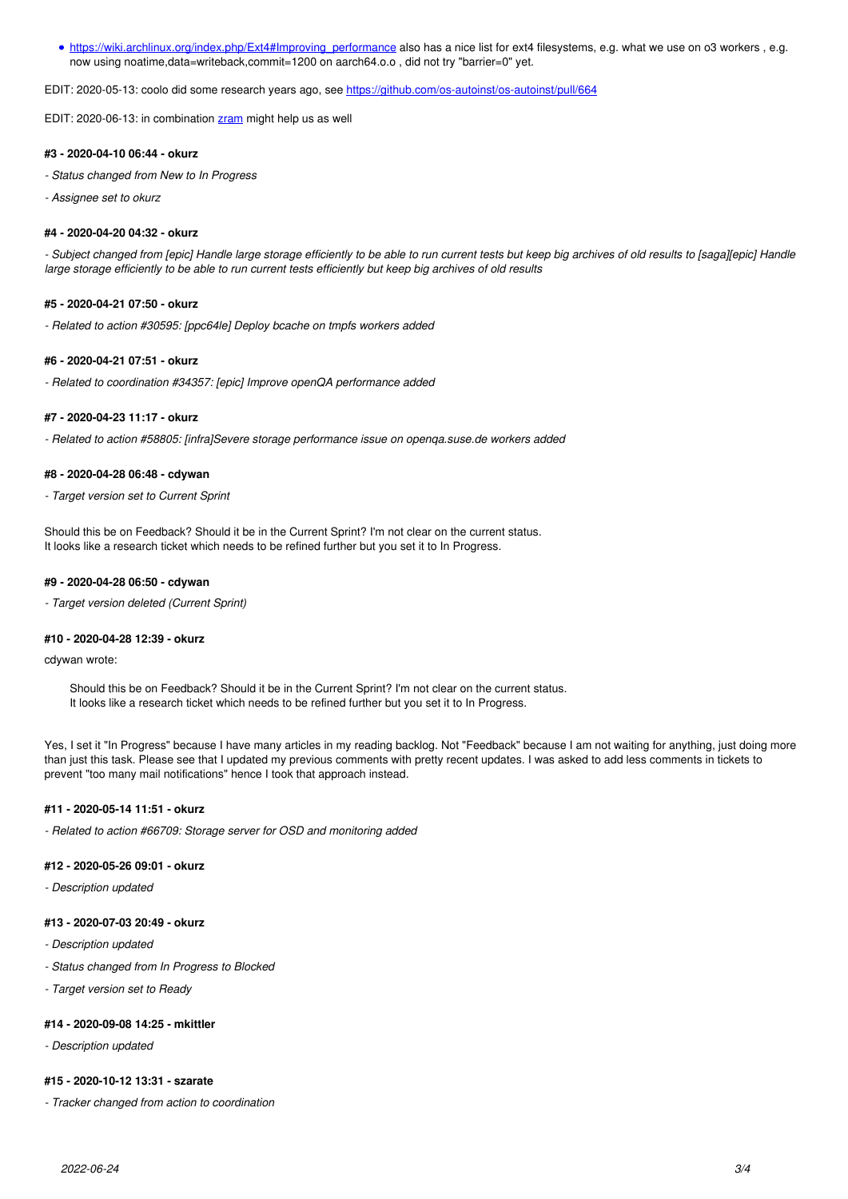- https://wiki.archlinux.org/index.php/Ext4#Improving_performance also has a nice list for ext4 filesystems, e.g. what we use on o3 workers , e.g. now using noatime,data=writeback,commit=1200 on aarch64.o.o , did not try "barrier=0" yet.

EDIT: 2020-05-13: coolo did some research years ago, see https://github.com/os-autoinst/os-autoinst/pull/664

EDIT: 2020-06-13: in combination zram might help us as well

#### #3 - 2020-04-10 06:44 - okurz

*- Status changed from New to In Progress*

*- Assignee set to okurz*

#### #4 - 2020-04-20 04:32 - okurz

*- Subject changed from [epic] Handle large storage efficiently to be able to run current tests but keep big archives of old results to [saga][epic] Handle large storage efficiently to be able to run current tests efficiently but keep big archives of old results*

#### #5 - 2020-04-21 07:50 - okurz

*- Related to action #30595: [ppc64le] Deploy bcache on tmpfs workers added*

#### #6 - 2020-04-21 07:51 - okurz

*- Related to coordination #34357: [epic] Improve openQA performance added*

#### #7 - 2020-04-23 11:17 - okurz

*- Related to action #58805: [infra]Severe storage performance issue on openqa.suse.de workers added*

#### #8 - 2020-04-28 06:48 - cdywan

*- Target version set to Current Sprint*

Should this be on Feedback? Should it be in the Current Sprint? I'm not clear on the current status.
It looks like a research ticket which needs to be refined further but you set it to In Progress.

#### #9 - 2020-04-28 06:50 - cdywan

*- Target version deleted (Current Sprint)*

#### #10 - 2020-04-28 12:39 - okurz

cdywan wrote:

> Should this be on Feedback? Should it be in the Current Sprint? I'm not clear on the current status.
> It looks like a research ticket which needs to be refined further but you set it to In Progress.

Yes, I set it "In Progress" because I have many articles in my reading backlog. Not "Feedback" because I am not waiting for anything, just doing more than just this task. Please see that I updated my previous comments with pretty recent updates. I was asked to add less comments in tickets to prevent "too many mail notifications" hence I took that approach instead.

#### #11 - 2020-05-14 11:51 - okurz

*- Related to action #66709: Storage server for OSD and monitoring added*

#### #12 - 2020-05-26 09:01 - okurz

*- Description updated*

#### #13 - 2020-07-03 20:49 - okurz

*- Description updated*

*- Status changed from In Progress to Blocked*

*- Target version set to Ready*

#### #14 - 2020-09-08 14:25 - mkittler

*- Description updated*

#### #15 - 2020-10-12 13:31 - szarate

*- Tracker changed from action to coordination*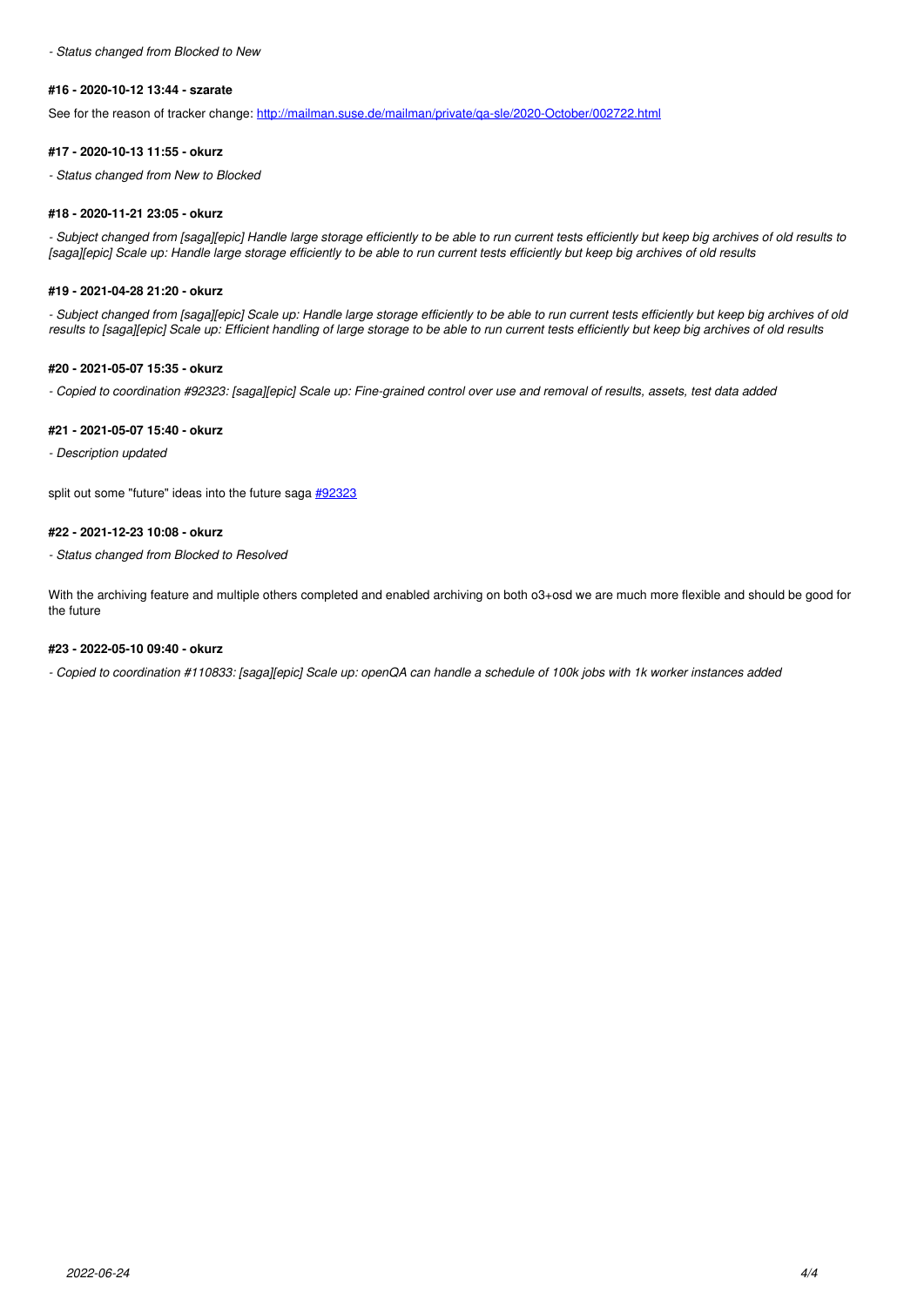*- Status changed from Blocked to New*

#### #16 - 2020-10-12 13:44 - szarate

See for the reason of tracker change: http://mailman.suse.de/mailman/private/qa-sle/2020-October/002722.html

#### #17 - 2020-10-13 11:55 - okurz

*- Status changed from New to Blocked*

#### #18 - 2020-11-21 23:05 - okurz

*- Subject changed from [saga][epic] Handle large storage efficiently to be able to run current tests efficiently but keep big archives of old results to [saga][epic] Scale up: Handle large storage efficiently to be able to run current tests efficiently but keep big archives of old results*

#### #19 - 2021-04-28 21:20 - okurz

*- Subject changed from [saga][epic] Scale up: Handle large storage efficiently to be able to run current tests efficiently but keep big archives of old results to [saga][epic] Scale up: Efficient handling of large storage to be able to run current tests efficiently but keep big archives of old results*

#### #20 - 2021-05-07 15:35 - okurz

*- Copied to coordination #92323: [saga][epic] Scale up: Fine-grained control over use and removal of results, assets, test data added*

#### #21 - 2021-05-07 15:40 - okurz

*- Description updated*

split out some "future" ideas into the future saga #92323

#### #22 - 2021-12-23 10:08 - okurz

*- Status changed from Blocked to Resolved*

With the archiving feature and multiple others completed and enabled archiving on both o3+osd we are much more flexible and should be good for the future

#### #23 - 2022-05-10 09:40 - okurz

*- Copied to coordination #110833: [saga][epic] Scale up: openQA can handle a schedule of 100k jobs with 1k worker instances added*